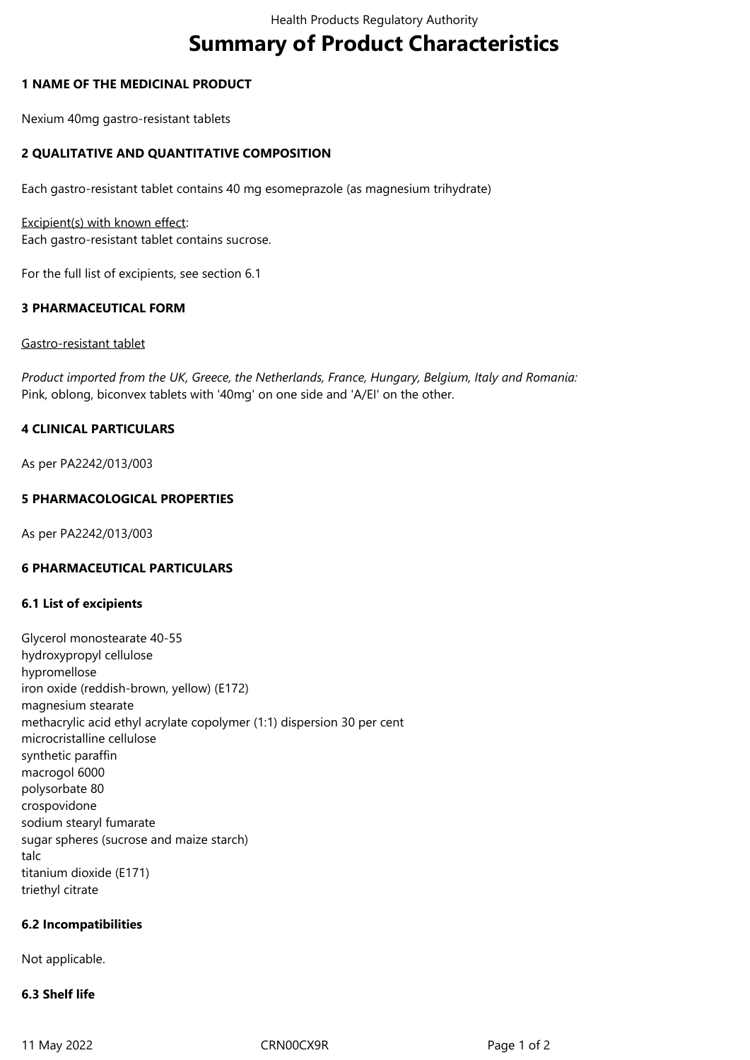# Summary of Product Characteristics

## 1 NAME OF THE MEDICINAL PRODUCT

Nexium 40mg gastro-resistant tablets

## 2 QUALITATIVE AND QUANTITATIVE COMPOSITION

Each gastro-resistant tablet contains 40 mg esomeprazole (as magnesium trihydrate)

Excipient(s) with known effect:
Each gastro-resistant tablet contains sucrose.

For the full list of excipients, see section 6.1

## 3 PHARMACEUTICAL FORM

Gastro-resistant tablet

*Product imported from the UK, Greece, the Netherlands, France, Hungary, Belgium, Italy and Romania:*
Pink, oblong, biconvex tablets with '40mg' on one side and 'A/EI' on the other.

## 4 CLINICAL PARTICULARS

As per PA2242/013/003

## 5 PHARMACOLOGICAL PROPERTIES

As per PA2242/013/003

## 6 PHARMACEUTICAL PARTICULARS

### 6.1 List of excipients

Glycerol monostearate 40-55
hydroxypropyl cellulose
hypromellose
iron oxide (reddish-brown, yellow) (E172)
magnesium stearate
methacrylic acid ethyl acrylate copolymer (1:1) dispersion 30 per cent
microcristalline cellulose
synthetic paraffin
macrogol 6000
polysorbate 80
crospovidone
sodium stearyl fumarate
sugar spheres (sucrose and maize starch)
talc
titanium dioxide (E171)
triethyl citrate

### 6.2 Incompatibilities

Not applicable.

### 6.3 Shelf life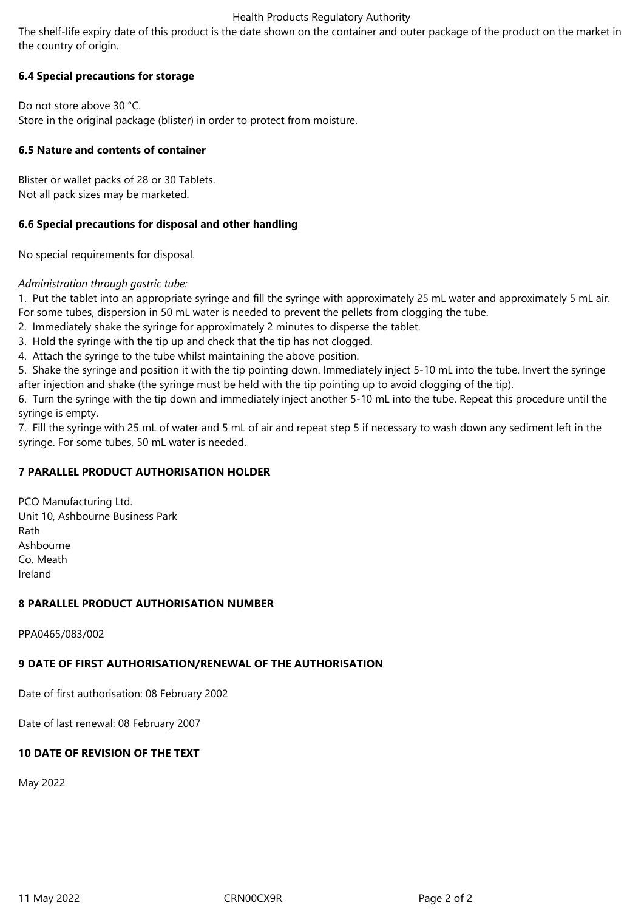The shelf-life expiry date of this product is the date shown on the container and outer package of the product on the market in the country of origin.

### 6.4 Special precautions for storage

Do not store above 30 °C.
Store in the original package (blister) in order to protect from moisture.

### 6.5 Nature and contents of container

Blister or wallet packs of 28 or 30 Tablets.
Not all pack sizes may be marketed.

### 6.6 Special precautions for disposal and other handling

No special requirements for disposal.

*Administration through gastric tube:*

1. Put the tablet into an appropriate syringe and fill the syringe with approximately 25 mL water and approximately 5 mL air. For some tubes, dispersion in 50 mL water is needed to prevent the pellets from clogging the tube.
2. Immediately shake the syringe for approximately 2 minutes to disperse the tablet.
3. Hold the syringe with the tip up and check that the tip has not clogged.
4. Attach the syringe to the tube whilst maintaining the above position.
5. Shake the syringe and position it with the tip pointing down. Immediately inject 5-10 mL into the tube. Invert the syringe after injection and shake (the syringe must be held with the tip pointing up to avoid clogging of the tip).
6. Turn the syringe with the tip down and immediately inject another 5-10 mL into the tube. Repeat this procedure until the syringe is empty.
7. Fill the syringe with 25 mL of water and 5 mL of air and repeat step 5 if necessary to wash down any sediment left in the syringe. For some tubes, 50 mL water is needed.

## 7 PARALLEL PRODUCT AUTHORISATION HOLDER

PCO Manufacturing Ltd.
Unit 10, Ashbourne Business Park
Rath
Ashbourne
Co. Meath
Ireland

## 8 PARALLEL PRODUCT AUTHORISATION NUMBER

PPA0465/083/002

## 9 DATE OF FIRST AUTHORISATION/RENEWAL OF THE AUTHORISATION

Date of first authorisation: 08 February 2002

Date of last renewal: 08 February 2007

## 10 DATE OF REVISION OF THE TEXT

May 2022